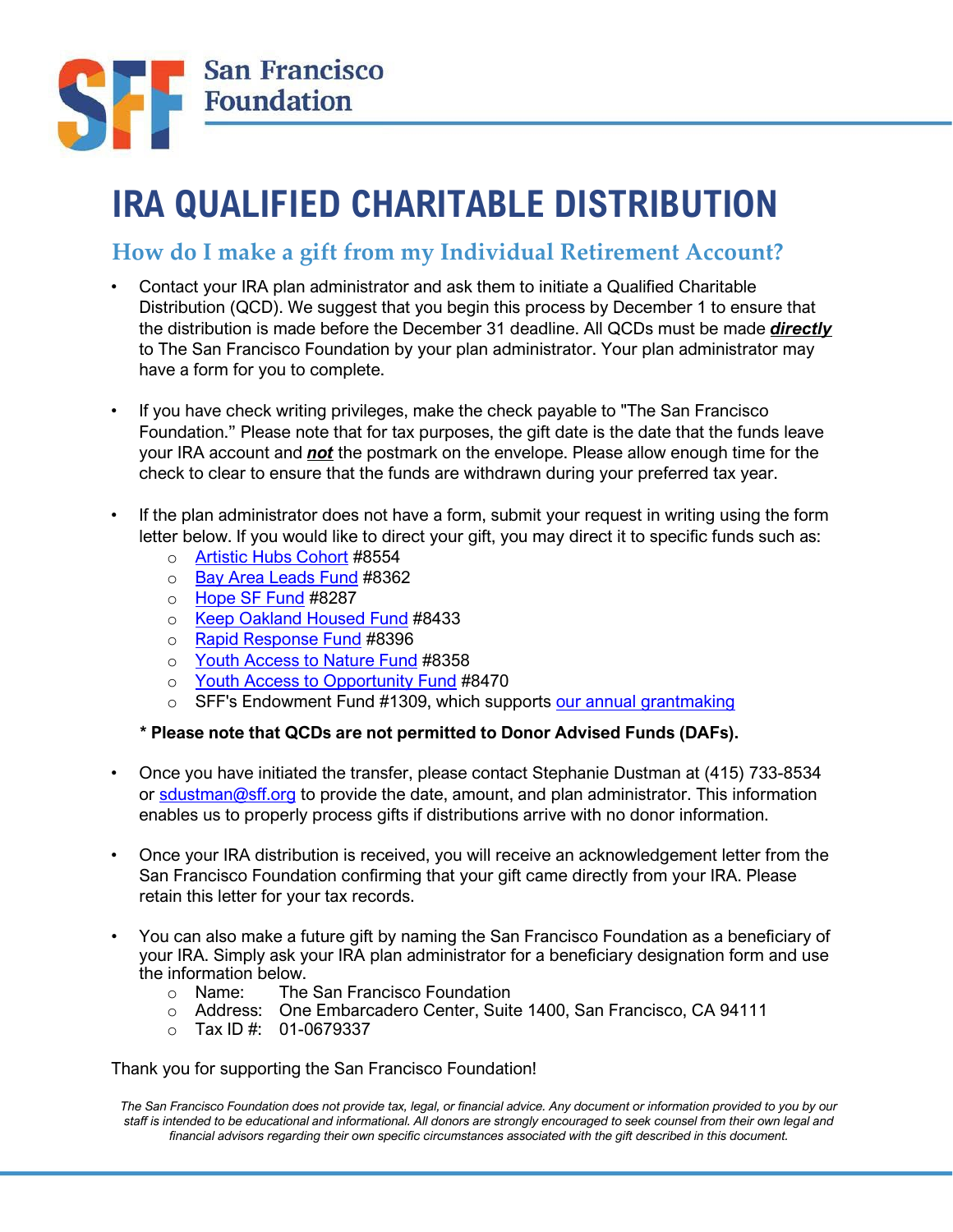San Francisco Foundation

# IRA QUALIFIED CHARITABLE DISTRIBUTION

## How do I make a gift from my Individual Retirement Account?

- Contact your IRA plan administrator and ask them to initiate a Qualified Charitable Distribution (QCD). We suggest that you begin this process by December 1 to ensure that the distribution is made before the December 31 deadline. All QCDs must be made ***directly*** to The San Francisco Foundation by your plan administrator. Your plan administrator may have a form for you to complete.

- If you have check writing privileges, make the check payable to "The San Francisco Foundation." Please note that for tax purposes, the gift date is the date that the funds leave your IRA account and ***not*** the postmark on the envelope. Please allow enough time for the check to clear to ensure that the funds are withdrawn during your preferred tax year.

- If the plan administrator does not have a form, submit your request in writing using the form letter below. If you would like to direct your gift, you may direct it to specific funds such as:
  - Artistic Hubs Cohort #8554
  - Bay Area Leads Fund #8362
  - Hope SF Fund #8287
  - Keep Oakland Housed Fund #8433
  - Rapid Response Fund #8396
  - Youth Access to Nature Fund #8358
  - Youth Access to Opportunity Fund #8470
  - SFF's Endowment Fund #1309, which supports our annual grantmaking

  **\* Please note that QCDs are not permitted to Donor Advised Funds (DAFs).**

- Once you have initiated the transfer, please contact Stephanie Dustman at (415) 733-8534 or sdustman@sff.org to provide the date, amount, and plan administrator. This information enables us to properly process gifts if distributions arrive with no donor information.

- Once your IRA distribution is received, you will receive an acknowledgement letter from the San Francisco Foundation confirming that your gift came directly from your IRA. Please retain this letter for your tax records.

- You can also make a future gift by naming the San Francisco Foundation as a beneficiary of your IRA. Simply ask your IRA plan administrator for a beneficiary designation form and use the information below.
  - Name: The San Francisco Foundation
  - Address: One Embarcadero Center, Suite 1400, San Francisco, CA 94111
  - Tax ID #: 01-0679337

Thank you for supporting the San Francisco Foundation!

*The San Francisco Foundation does not provide tax, legal, or financial advice. Any document or information provided to you by our staff is intended to be educational and informational. All donors are strongly encouraged to seek counsel from their own legal and financial advisors regarding their own specific circumstances associated with the gift described in this document.*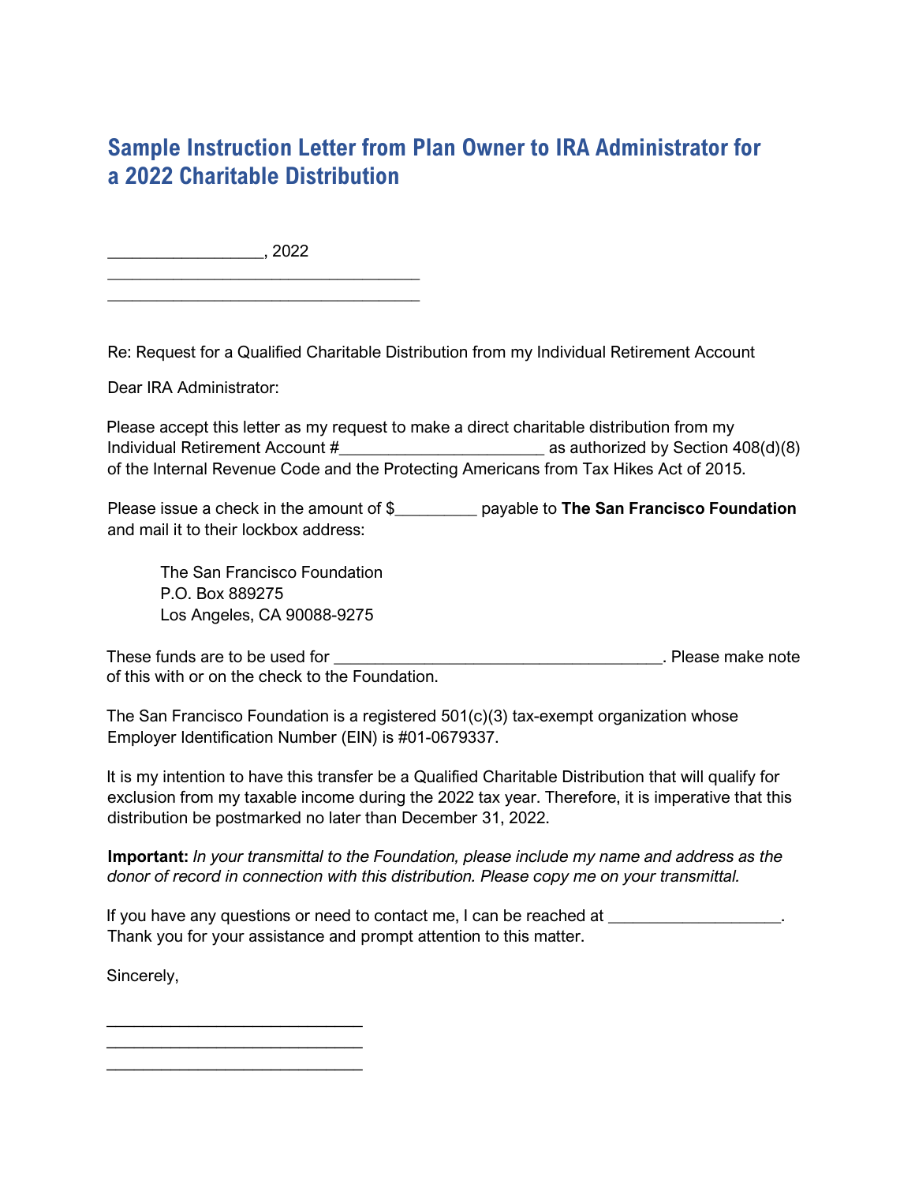# Sample Instruction Letter from Plan Owner to IRA Administrator for a 2022 Charitable Distribution

_________________, 2022
___________________________________
___________________________________

Re: Request for a Qualified Charitable Distribution from my Individual Retirement Account

Dear IRA Administrator:

Please accept this letter as my request to make a direct charitable distribution from my Individual Retirement Account #_______________________ as authorized by Section 408(d)(8) of the Internal Revenue Code and the Protecting Americans from Tax Hikes Act of 2015.

Please issue a check in the amount of $_________ payable to **The San Francisco Foundation** and mail it to their lockbox address:

> The San Francisco Foundation
> P.O. Box 889275
> Los Angeles, CA 90088-9275

These funds are to be used for _____________________________________. Please make note of this with or on the check to the Foundation.

The San Francisco Foundation is a registered 501(c)(3) tax-exempt organization whose Employer Identification Number (EIN) is #01-0679337.

It is my intention to have this transfer be a Qualified Charitable Distribution that will qualify for exclusion from my taxable income during the 2022 tax year. Therefore, it is imperative that this distribution be postmarked no later than December 31, 2022.

**Important:** *In your transmittal to the Foundation, please include my name and address as the donor of record in connection with this distribution. Please copy me on your transmittal.*

If you have any questions or need to contact me, I can be reached at ___________________. Thank you for your assistance and prompt attention to this matter.

Sincerely,

_____________________________
_____________________________
_____________________________